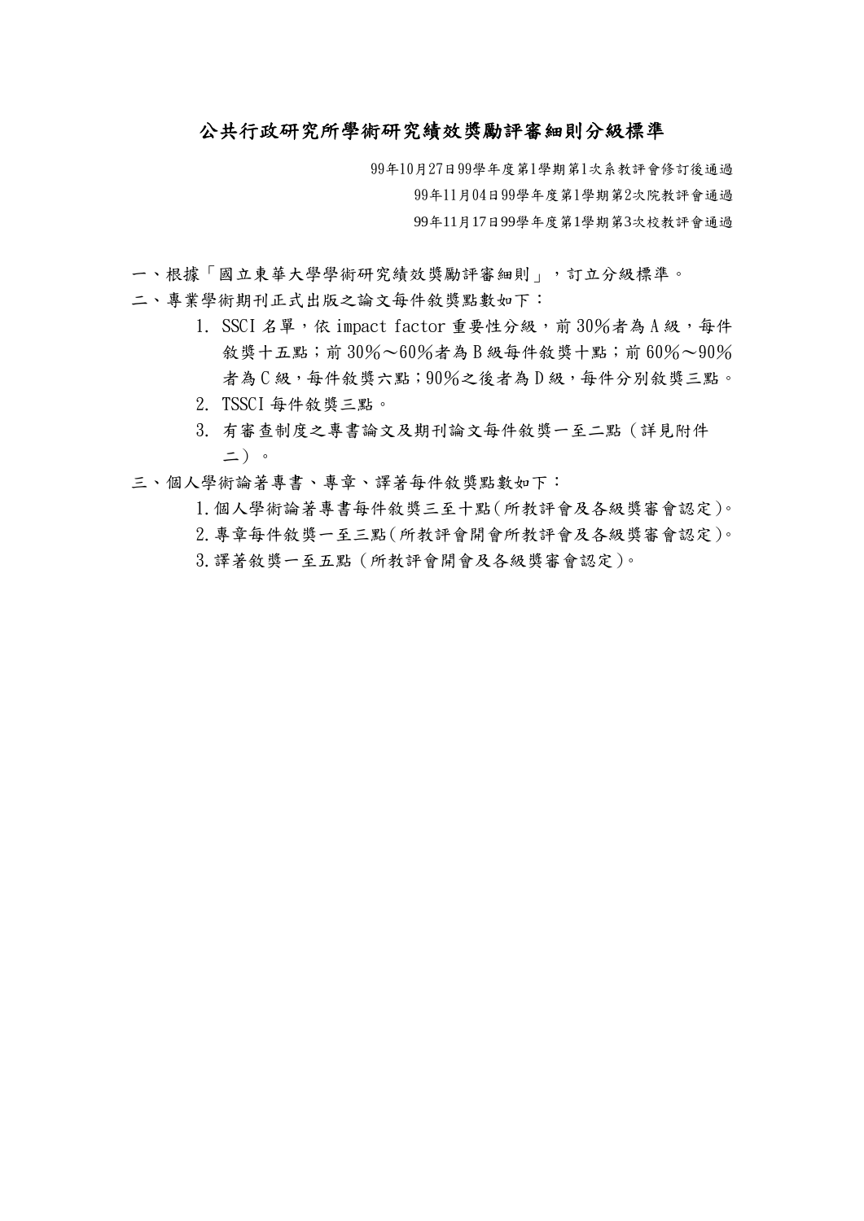# 公共行政研究所學術研究績效獎勵評審細則分級標準

99年10月27日99學年度第1學期第1次系教評會修訂後通過

99年11月04日99學年度第1學期第2次院教評會通過

99年11月17日99學年度第1學期第3次校教評會通過

一、根據「國立東華大學學術研究績效獎勵評審細則」，訂立分級標準。

二、專業學術期刊正式出版之論文每件敘獎點數如下：

1. SSCI 名單，依 impact factor 重要性分級，前 30％者為 A 級，每件敘獎十五點；前 30％～60％者為 B 級每件敘獎十點；前 60％～90％者為 C 級，每件敘獎六點；90％之後者為 D 級，每件分別敘獎三點。
2. TSSCI 每件敘獎三點。
3. 有審查制度之專書論文及期刊論文每件敘獎一至二點（詳見附件二）。

三、個人學術論著專書、專章、譯著每件敘獎點數如下：

1. 個人學術論著專書每件敘獎三至十點(所教評會及各級獎審會認定)。
2. 專章每件敘獎一至三點(所教評會開會所教評會及各級獎審會認定)。
3. 譯著敘獎一至五點（所教評會開會及各級獎審會認定)。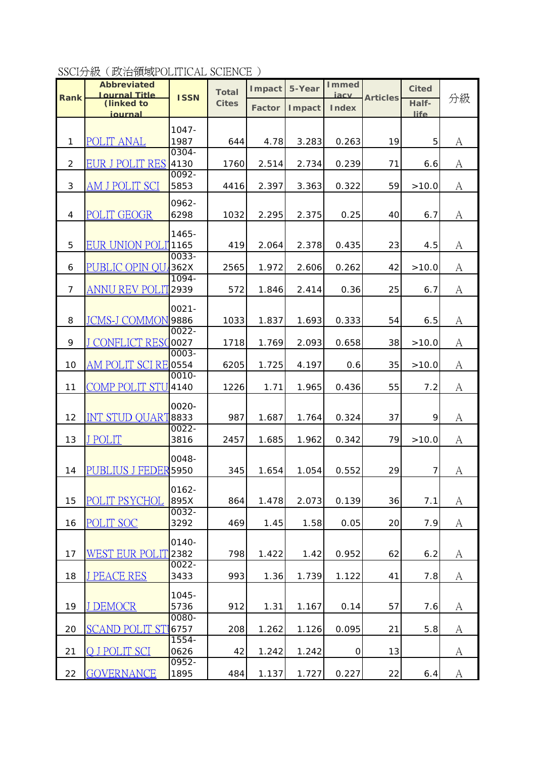SSCI分級（政治領域POLITICAL SCIENCE ）

| Rank | Abbreviated Journal Title (linked to journal) | ISSN | Total Cites | Impact Factor | 5-Year Impact | Immediacy Index | Articles | Cited Half-life | 分級 |
|---|---|---|---|---|---|---|---|---|---|
| 1 | POLIT ANAL | 1047-1987 | 644 | 4.78 | 3.283 | 0.263 | 19 | 5 | A |
| 2 | EUR J POLIT RES | 0304-4130 | 1760 | 2.514 | 2.734 | 0.239 | 71 | 6.6 | A |
| 3 | AM J POLIT SCI | 0092-5853 | 4416 | 2.397 | 3.363 | 0.322 | 59 | >10.0 | A |
| 4 | POLIT GEOGR | 0962-6298 | 1032 | 2.295 | 2.375 | 0.25 | 40 | 6.7 | A |
| 5 | EUR UNION POLI | 1465-1165 | 419 | 2.064 | 2.378 | 0.435 | 23 | 4.5 | A |
| 6 | PUBLIC OPIN QU | 0033-362X | 2565 | 1.972 | 2.606 | 0.262 | 42 | >10.0 | A |
| 7 | ANNU REV POLIT | 1094-2939 | 572 | 1.846 | 2.414 | 0.36 | 25 | 6.7 | A |
| 8 | JCMS-J COMMON | 0021-9886 | 1033 | 1.837 | 1.693 | 0.333 | 54 | 6.5 | A |
| 9 | J CONFLICT RESO | 0022-0027 | 1718 | 1.769 | 2.093 | 0.658 | 38 | >10.0 | A |
| 10 | AM POLIT SCI RE | 0003-0554 | 6205 | 1.725 | 4.197 | 0.6 | 35 | >10.0 | A |
| 11 | COMP POLIT STU | 0010-4140 | 1226 | 1.71 | 1.965 | 0.436 | 55 | 7.2 | A |
| 12 | INT STUD QUART | 0020-8833 | 987 | 1.687 | 1.764 | 0.324 | 37 | 9 | A |
| 13 | J POLIT | 0022-3816 | 2457 | 1.685 | 1.962 | 0.342 | 79 | >10.0 | A |
| 14 | PUBLIUS J FEDER | 0048-5950 | 345 | 1.654 | 1.054 | 0.552 | 29 | 7 | A |
| 15 | POLIT PSYCHOL | 0162-895X | 864 | 1.478 | 2.073 | 0.139 | 36 | 7.1 | A |
| 16 | POLIT SOC | 0032-3292 | 469 | 1.45 | 1.58 | 0.05 | 20 | 7.9 | A |
| 17 | WEST EUR POLIT | 0140-2382 | 798 | 1.422 | 1.42 | 0.952 | 62 | 6.2 | A |
| 18 | J PEACE RES | 0022-3433 | 993 | 1.36 | 1.739 | 1.122 | 41 | 7.8 | A |
| 19 | J DEMOCR | 1045-5736 | 912 | 1.31 | 1.167 | 0.14 | 57 | 7.6 | A |
| 20 | SCAND POLIT STU | 0080-6757 | 208 | 1.262 | 1.126 | 0.095 | 21 | 5.8 | A |
| 21 | Q J POLIT SCI | 1554-0626 | 42 | 1.242 | 1.242 | 0 | 13 | | A |
| 22 | GOVERNANCE | 0952-1895 | 484 | 1.137 | 1.727 | 0.227 | 22 | 6.4 | A |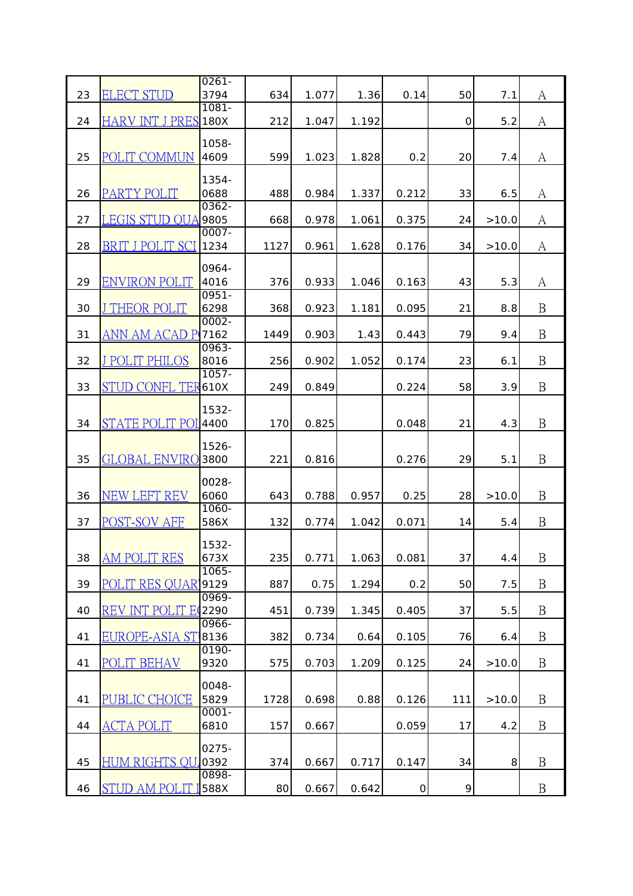| | | | | | | | | | |
|---|---|---|---|---|---|---|---|---|---|
| 23 | ELECT STUD | 0261-3794 | 634 | 1.077 | 1.36 | 0.14 | 50 | 7.1 | A |
| 24 | HARV INT J PRES | 1081-180X | 212 | 1.047 | 1.192 | | 0 | 5.2 | A |
| 25 | POLIT COMMUN | 1058-4609 | 599 | 1.023 | 1.828 | 0.2 | 20 | 7.4 | A |
| 26 | PARTY POLIT | 1354-0688 | 488 | 0.984 | 1.337 | 0.212 | 33 | 6.5 | A |
| 27 | LEGIS STUD QUA | 0362-9805 | 668 | 0.978 | 1.061 | 0.375 | 24 | >10.0 | A |
| 28 | BRIT J POLIT SCI | 0007-1234 | 1127 | 0.961 | 1.628 | 0.176 | 34 | >10.0 | A |
| 29 | ENVIRON POLIT | 0964-4016 | 376 | 0.933 | 1.046 | 0.163 | 43 | 5.3 | A |
| 30 | J THEOR POLIT | 0951-6298 | 368 | 0.923 | 1.181 | 0.095 | 21 | 8.8 | B |
| 31 | ANN AM ACAD P | 0002-7162 | 1449 | 0.903 | 1.43 | 0.443 | 79 | 9.4 | B |
| 32 | J POLIT PHILOS | 0963-8016 | 256 | 0.902 | 1.052 | 0.174 | 23 | 6.1 | B |
| 33 | STUD CONFL TER | 1057-610X | 249 | 0.849 | | 0.224 | 58 | 3.9 | B |
| 34 | STATE POLIT POL | 1532-4400 | 170 | 0.825 | | 0.048 | 21 | 4.3 | B |
| 35 | GLOBAL ENVIRO | 1526-3800 | 221 | 0.816 | | 0.276 | 29 | 5.1 | B |
| 36 | NEW LEFT REV | 0028-6060 | 643 | 0.788 | 0.957 | 0.25 | 28 | >10.0 | B |
| 37 | POST-SOV AFF | 1060-586X | 132 | 0.774 | 1.042 | 0.071 | 14 | 5.4 | B |
| 38 | AM POLIT RES | 1532-673X | 235 | 0.771 | 1.063 | 0.081 | 37 | 4.4 | B |
| 39 | POLIT RES QUAR | 1065-9129 | 887 | 0.75 | 1.294 | 0.2 | 50 | 7.5 | B |
| 40 | REV INT POLIT E | 0969-2290 | 451 | 0.739 | 1.345 | 0.405 | 37 | 5.5 | B |
| 41 | EUROPE-ASIA ST | 0966-8136 | 382 | 0.734 | 0.64 | 0.105 | 76 | 6.4 | B |
| 41 | POLIT BEHAV | 0190-9320 | 575 | 0.703 | 1.209 | 0.125 | 24 | >10.0 | B |
| 41 | PUBLIC CHOICE | 0048-5829 | 1728 | 0.698 | 0.88 | 0.126 | 111 | >10.0 | B |
| 44 | ACTA POLIT | 0001-6810 | 157 | 0.667 | | 0.059 | 17 | 4.2 | B |
| 45 | HUM RIGHTS QU | 0275-0392 | 374 | 0.667 | 0.717 | 0.147 | 34 | 8 | B |
| 46 | STUD AM POLIT I | 0898-588X | 80 | 0.667 | 0.642 | 0 | 9 | | B |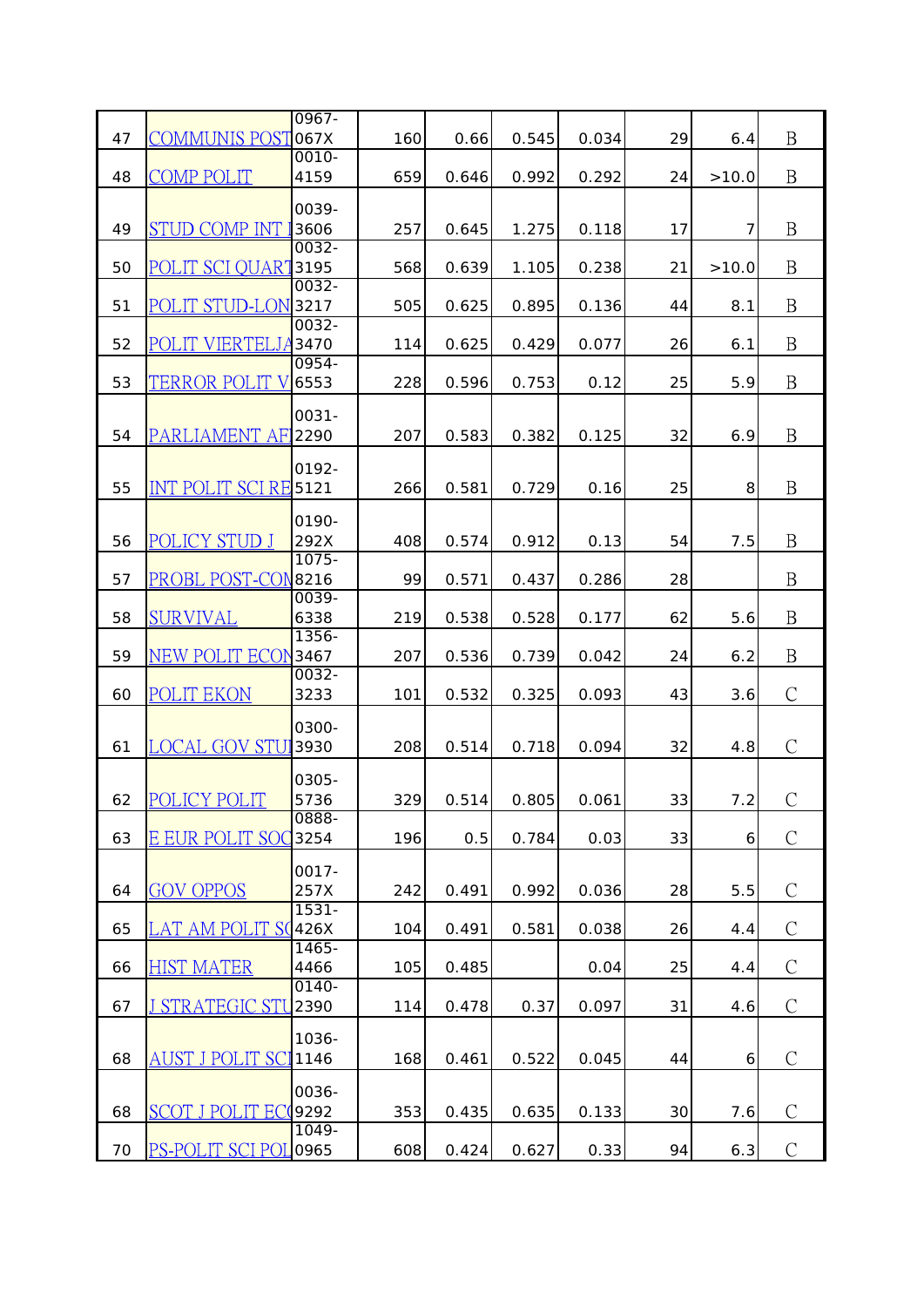| 47 | COMMUNIS POST | 0967-067X | 160 | 0.66 | 0.545 | 0.034 | 29 | 6.4 | B |
|---|---|---|---|---|---|---|---|---|---|
| 48 | COMP POLIT | 0010-4159 | 659 | 0.646 | 0.992 | 0.292 | 24 | >10.0 | B |
| 49 | STUD COMP INT I | 0039-3606 | 257 | 0.645 | 1.275 | 0.118 | 17 | 7 | B |
| 50 | POLIT SCI QUART | 0032-3195 | 568 | 0.639 | 1.105 | 0.238 | 21 | >10.0 | B |
| 51 | POLIT STUD-LON | 0032-3217 | 505 | 0.625 | 0.895 | 0.136 | 44 | 8.1 | B |
| 52 | POLIT VIERTELJA | 0032-3470 | 114 | 0.625 | 0.429 | 0.077 | 26 | 6.1 | B |
| 53 | TERROR POLIT V | 0954-6553 | 228 | 0.596 | 0.753 | 0.12 | 25 | 5.9 | B |
| 54 | PARLIAMENT AF | 0031-2290 | 207 | 0.583 | 0.382 | 0.125 | 32 | 6.9 | B |
| 55 | INT POLIT SCI RE | 0192-5121 | 266 | 0.581 | 0.729 | 0.16 | 25 | 8 | B |
| 56 | POLICY STUD J | 0190-292X | 408 | 0.574 | 0.912 | 0.13 | 54 | 7.5 | B |
| 57 | PROBL POST-CON | 1075-8216 | 99 | 0.571 | 0.437 | 0.286 | 28 | | B |
| 58 | SURVIVAL | 0039-6338 | 219 | 0.538 | 0.528 | 0.177 | 62 | 5.6 | B |
| 59 | NEW POLIT ECON | 1356-3467 | 207 | 0.536 | 0.739 | 0.042 | 24 | 6.2 | B |
| 60 | POLIT EKON | 0032-3233 | 101 | 0.532 | 0.325 | 0.093 | 43 | 3.6 | C |
| 61 | LOCAL GOV STUI | 0300-3930 | 208 | 0.514 | 0.718 | 0.094 | 32 | 4.8 | C |
| 62 | POLICY POLIT | 0305-5736 | 329 | 0.514 | 0.805 | 0.061 | 33 | 7.2 | C |
| 63 | E EUR POLIT SOC | 0888-3254 | 196 | 0.5 | 0.784 | 0.03 | 33 | 6 | C |
| 64 | GOV OPPOS | 0017-257X | 242 | 0.491 | 0.992 | 0.036 | 28 | 5.5 | C |
| 65 | LAT AM POLIT SO | 1531-426X | 104 | 0.491 | 0.581 | 0.038 | 26 | 4.4 | C |
| 66 | HIST MATER | 1465-4466 | 105 | 0.485 | | 0.04 | 25 | 4.4 | C |
| 67 | J STRATEGIC STU | 0140-2390 | 114 | 0.478 | 0.37 | 0.097 | 31 | 4.6 | C |
| 68 | AUST J POLIT SCI | 1036-1146 | 168 | 0.461 | 0.522 | 0.045 | 44 | 6 | C |
| 68 | SCOT J POLIT EC | 0036-9292 | 353 | 0.435 | 0.635 | 0.133 | 30 | 7.6 | C |
| 70 | PS-POLIT SCI POL | 1049-0965 | 608 | 0.424 | 0.627 | 0.33 | 94 | 6.3 | C |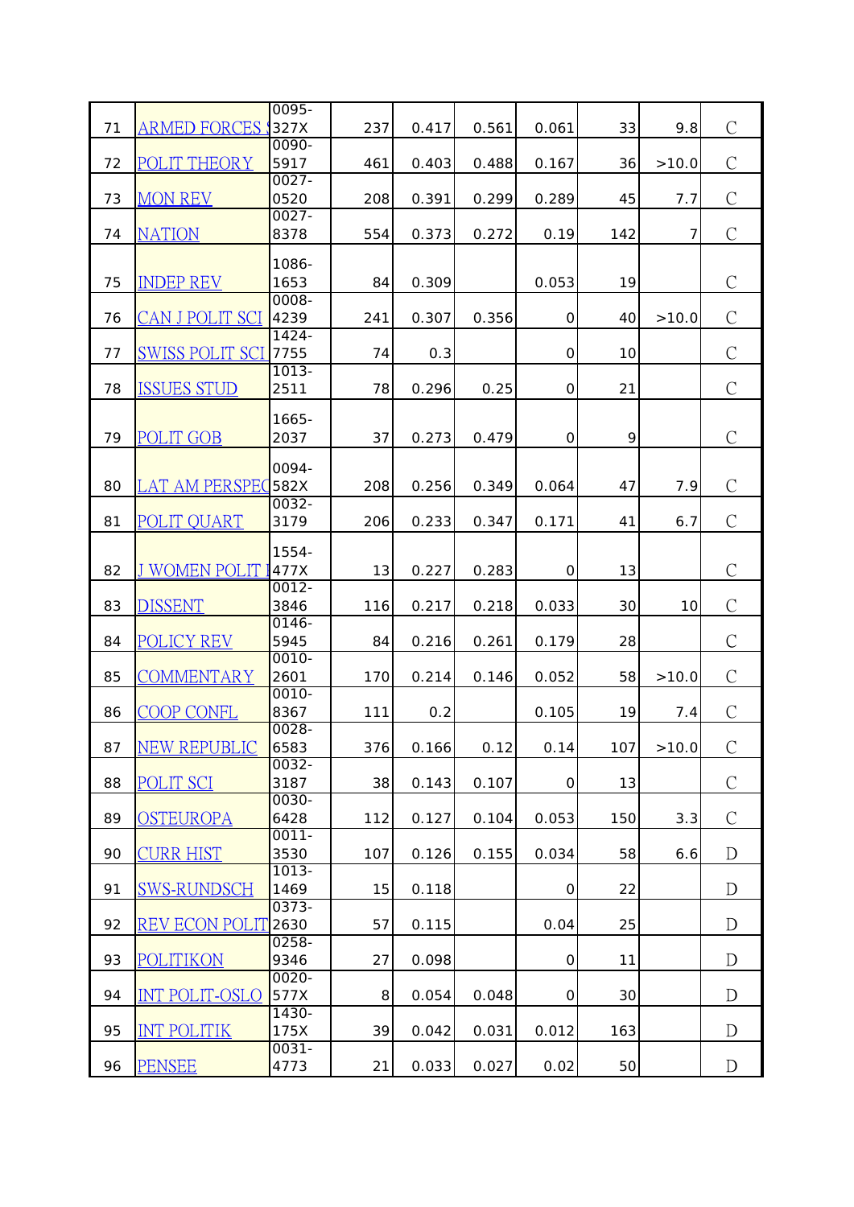| 71 | ARMED FORCES S | 0095-327X | 237 | 0.417 | 0.561 | 0.061 | 33 | 9.8 | C |
|---|---|---|---|---|---|---|---|---|---|
| 72 | POLIT THEORY | 0090-5917 | 461 | 0.403 | 0.488 | 0.167 | 36 | >10.0 | C |
| 73 | MON REV | 0027-0520 | 208 | 0.391 | 0.299 | 0.289 | 45 | 7.7 | C |
| 74 | NATION | 0027-8378 | 554 | 0.373 | 0.272 | 0.19 | 142 | 7 | C |
| 75 | INDEP REV | 1086-1653 | 84 | 0.309 | | 0.053 | 19 | | C |
| 76 | CAN J POLIT SCI | 0008-4239 | 241 | 0.307 | 0.356 | 0 | 40 | >10.0 | C |
| 77 | SWISS POLIT SCI | 1424-7755 | 74 | 0.3 | | 0 | 10 | | C |
| 78 | ISSUES STUD | 1013-2511 | 78 | 0.296 | 0.25 | 0 | 21 | | C |
| 79 | POLIT GOB | 1665-2037 | 37 | 0.273 | 0.479 | 0 | 9 | | C |
| 80 | LAT AM PERSPEC | 0094-582X | 208 | 0.256 | 0.349 | 0.064 | 47 | 7.9 | C |
| 81 | POLIT QUART | 0032-3179 | 206 | 0.233 | 0.347 | 0.171 | 41 | 6.7 | C |
| 82 | J WOMEN POLIT P | 1554-477X | 13 | 0.227 | 0.283 | 0 | 13 | | C |
| 83 | DISSENT | 0012-3846 | 116 | 0.217 | 0.218 | 0.033 | 30 | 10 | C |
| 84 | POLICY REV | 0146-5945 | 84 | 0.216 | 0.261 | 0.179 | 28 | | C |
| 85 | COMMENTARY | 0010-2601 | 170 | 0.214 | 0.146 | 0.052 | 58 | >10.0 | C |
| 86 | COOP CONFL | 0010-8367 | 111 | 0.2 | | 0.105 | 19 | 7.4 | C |
| 87 | NEW REPUBLIC | 0028-6583 | 376 | 0.166 | 0.12 | 0.14 | 107 | >10.0 | C |
| 88 | POLIT SCI | 0032-3187 | 38 | 0.143 | 0.107 | 0 | 13 | | C |
| 89 | OSTEUROPA | 0030-6428 | 112 | 0.127 | 0.104 | 0.053 | 150 | 3.3 | C |
| 90 | CURR HIST | 0011-3530 | 107 | 0.126 | 0.155 | 0.034 | 58 | 6.6 | D |
| 91 | SWS-RUNDSCH | 1013-1469 | 15 | 0.118 | | 0 | 22 | | D |
| 92 | REV ECON POLIT | 0373-2630 | 57 | 0.115 | | 0.04 | 25 | | D |
| 93 | POLITIKON | 0258-9346 | 27 | 0.098 | | 0 | 11 | | D |
| 94 | INT POLIT-OSLO | 0020-577X | 8 | 0.054 | 0.048 | 0 | 30 | | D |
| 95 | INT POLITIK | 1430-175X | 39 | 0.042 | 0.031 | 0.012 | 163 | | D |
| 96 | PENSEE | 0031-4773 | 21 | 0.033 | 0.027 | 0.02 | 50 | | D |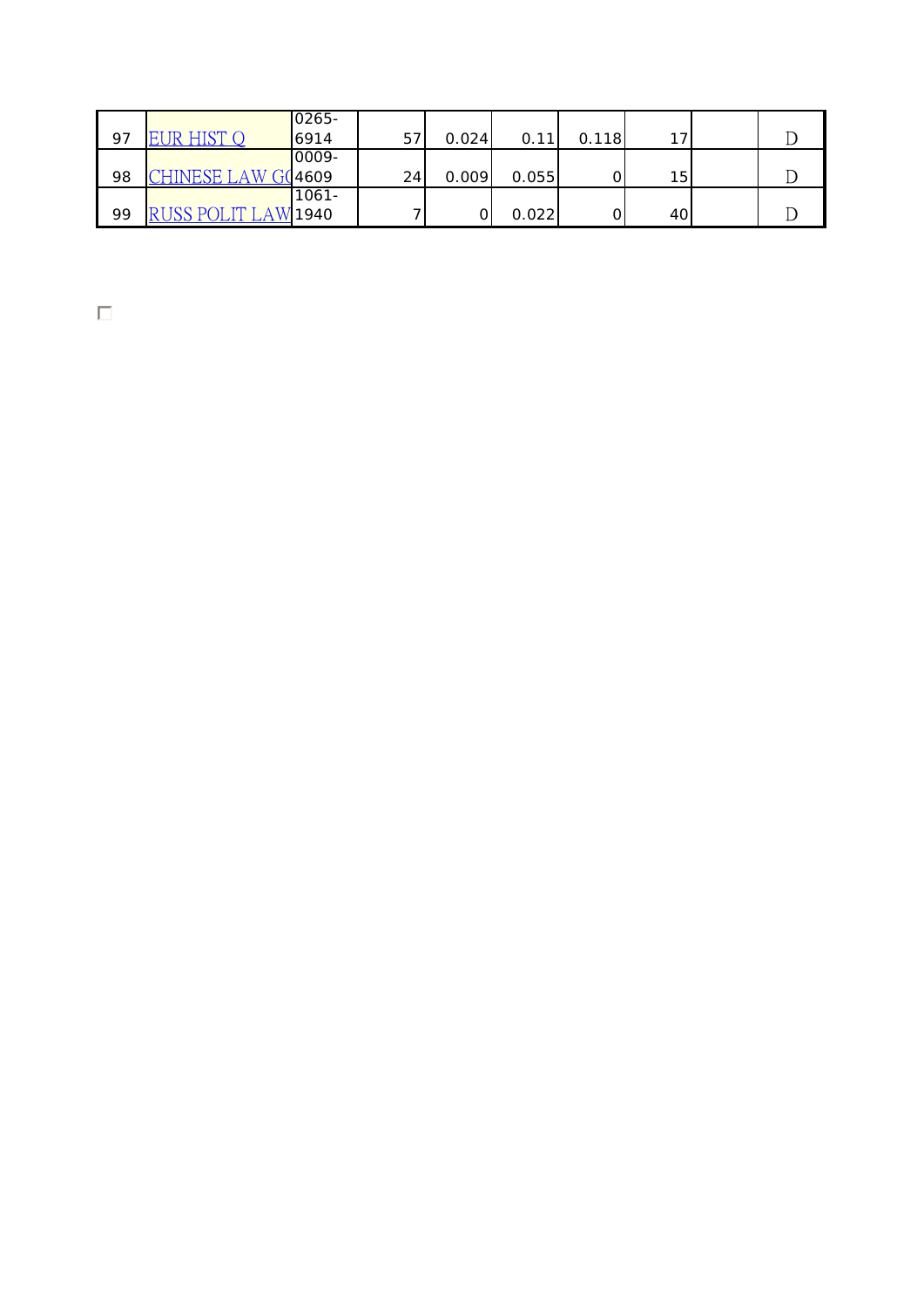| | | | | | | | | | |
|---|---|---|---|---|---|---|---|---|---|
| 97 | EUR HIST Q | 0265-6914 | 57 | 0.024 | 0.11 | 0.118 | 17 | | D |
| 98 | CHINESE LAW GO | 0009-4609 | 24 | 0.009 | 0.055 | 0 | 15 | | D |
| 99 | RUSS POLIT LAW | 1061-1940 | 7 | 0 | 0.022 | 0 | 40 | | D |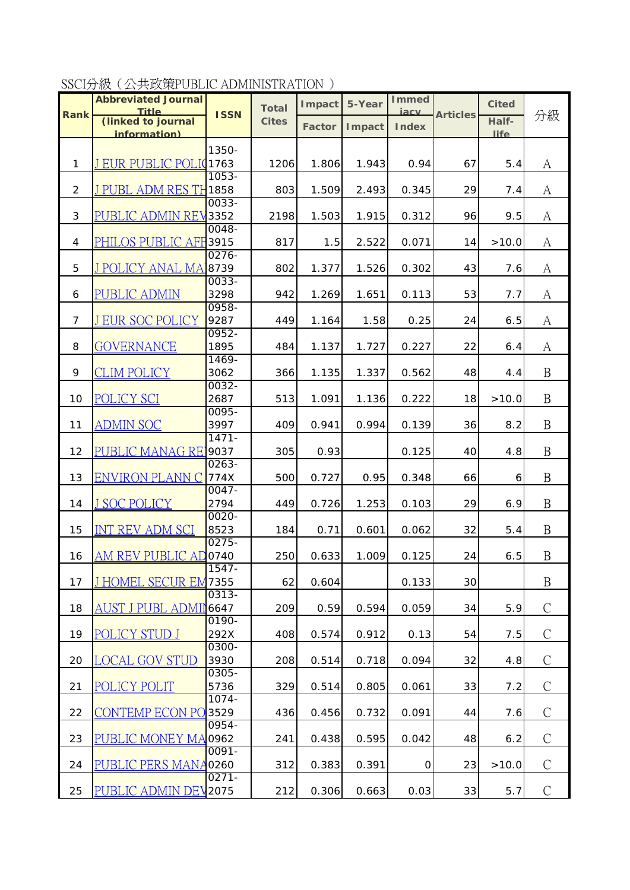SSCI分級（公共政策PUBLIC ADMINISTRATION ）

| Rank | Abbreviated Journal Title (linked to journal information) | ISSN | Total Cites | Impact Factor | 5-Year Impact | Immediacy Index | Articles | Cited Half-life | 分級 |
|---|---|---|---|---|---|---|---|---|---|
| 1 | J EUR PUBLIC POLIC | 1350-1763 | 1206 | 1.806 | 1.943 | 0.94 | 67 | 5.4 | A |
| 2 | J PUBL ADM RES TH | 1053-1858 | 803 | 1.509 | 2.493 | 0.345 | 29 | 7.4 | A |
| 3 | PUBLIC ADMIN REV | 0033-3352 | 2198 | 1.503 | 1.915 | 0.312 | 96 | 9.5 | A |
| 4 | PHILOS PUBLIC AFF | 0048-3915 | 817 | 1.5 | 2.522 | 0.071 | 14 | >10.0 | A |
| 5 | J POLICY ANAL MA | 0276-8739 | 802 | 1.377 | 1.526 | 0.302 | 43 | 7.6 | A |
| 6 | PUBLIC ADMIN | 0033-3298 | 942 | 1.269 | 1.651 | 0.113 | 53 | 7.7 | A |
| 7 | J EUR SOC POLICY | 0958-9287 | 449 | 1.164 | 1.58 | 0.25 | 24 | 6.5 | A |
| 8 | GOVERNANCE | 0952-1895 | 484 | 1.137 | 1.727 | 0.227 | 22 | 6.4 | A |
| 9 | CLIM POLICY | 1469-3062 | 366 | 1.135 | 1.337 | 0.562 | 48 | 4.4 | B |
| 10 | POLICY SCI | 0032-2687 | 513 | 1.091 | 1.136 | 0.222 | 18 | >10.0 | B |
| 11 | ADMIN SOC | 0095-3997 | 409 | 0.941 | 0.994 | 0.139 | 36 | 8.2 | B |
| 12 | PUBLIC MANAG RE | 1471-9037 | 305 | 0.93 | | 0.125 | 40 | 4.8 | B |
| 13 | ENVIRON PLANN C | 0263-774X | 500 | 0.727 | 0.95 | 0.348 | 66 | 6 | B |
| 14 | J SOC POLICY | 0047-2794 | 449 | 0.726 | 1.253 | 0.103 | 29 | 6.9 | B |
| 15 | INT REV ADM SCI | 0020-8523 | 184 | 0.71 | 0.601 | 0.062 | 32 | 5.4 | B |
| 16 | AM REV PUBLIC AD | 0275-0740 | 250 | 0.633 | 1.009 | 0.125 | 24 | 6.5 | B |
| 17 | J HOMEL SECUR EM | 1547-7355 | 62 | 0.604 | | 0.133 | 30 | | B |
| 18 | AUST J PUBL ADMIN | 0313-6647 | 209 | 0.59 | 0.594 | 0.059 | 34 | 5.9 | C |
| 19 | POLICY STUD J | 0190-292X | 408 | 0.574 | 0.912 | 0.13 | 54 | 7.5 | C |
| 20 | LOCAL GOV STUD | 0300-3930 | 208 | 0.514 | 0.718 | 0.094 | 32 | 4.8 | C |
| 21 | POLICY POLIT | 0305-5736 | 329 | 0.514 | 0.805 | 0.061 | 33 | 7.2 | C |
| 22 | CONTEMP ECON PO | 1074-3529 | 436 | 0.456 | 0.732 | 0.091 | 44 | 7.6 | C |
| 23 | PUBLIC MONEY MA | 0954-0962 | 241 | 0.438 | 0.595 | 0.042 | 48 | 6.2 | C |
| 24 | PUBLIC PERS MANA | 0091-0260 | 312 | 0.383 | 0.391 | 0 | 23 | >10.0 | C |
| 25 | PUBLIC ADMIN DEV | 0271-2075 | 212 | 0.306 | 0.663 | 0.03 | 33 | 5.7 | C |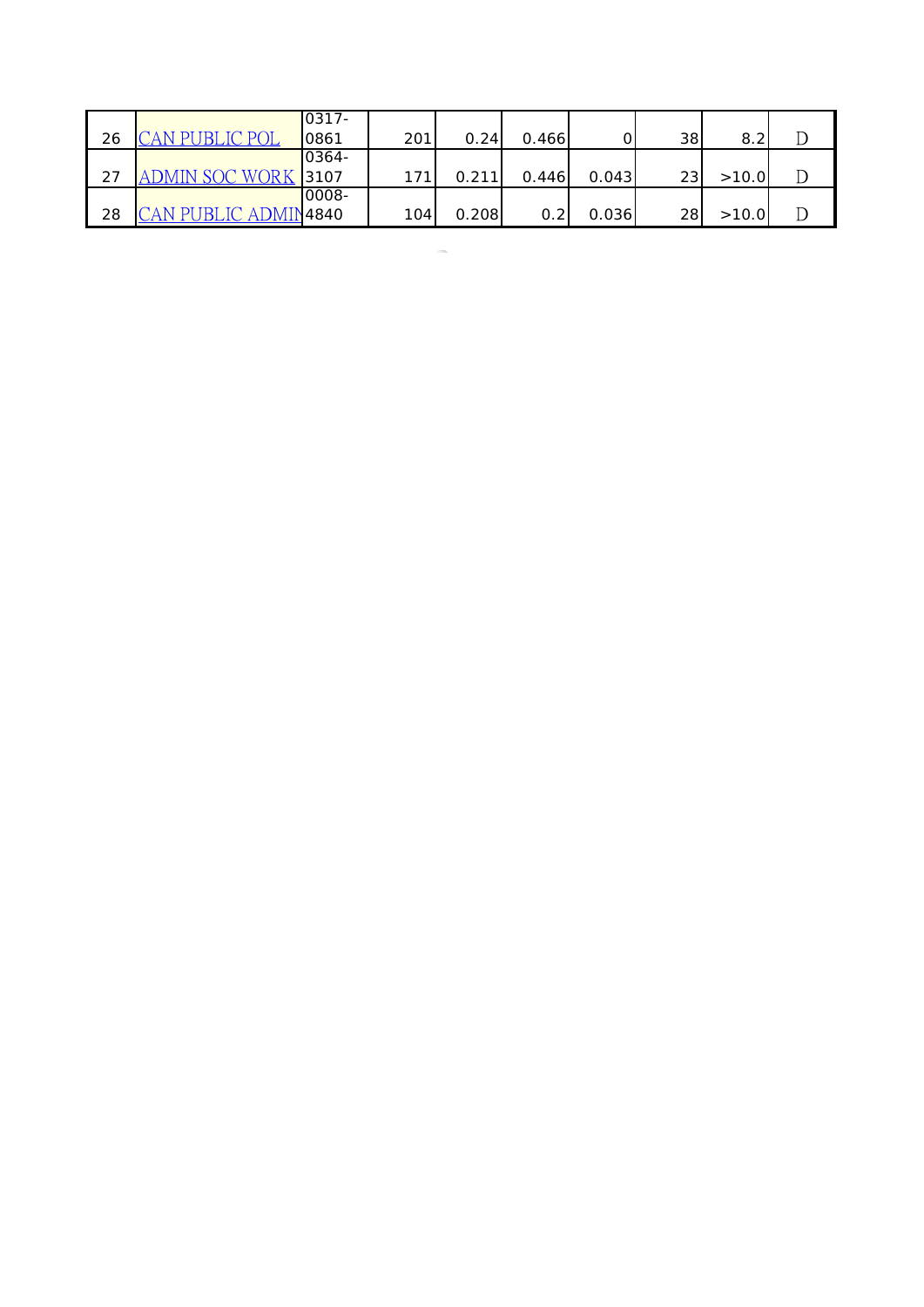| | | | | | | | | | |
|---|---|---|---|---|---|---|---|---|---|
| 26 | CAN PUBLIC POL | 0317-0861 | 201 | 0.24 | 0.466 | 0 | 38 | 8.2 | D |
| 27 | ADMIN SOC WORK | 0364-3107 | 171 | 0.211 | 0.446 | 0.043 | 23 | >10.0 | D |
| 28 | CAN PUBLIC ADMIN | 0008-4840 | 104 | 0.208 | 0.2 | 0.036 | 28 | >10.0 | D |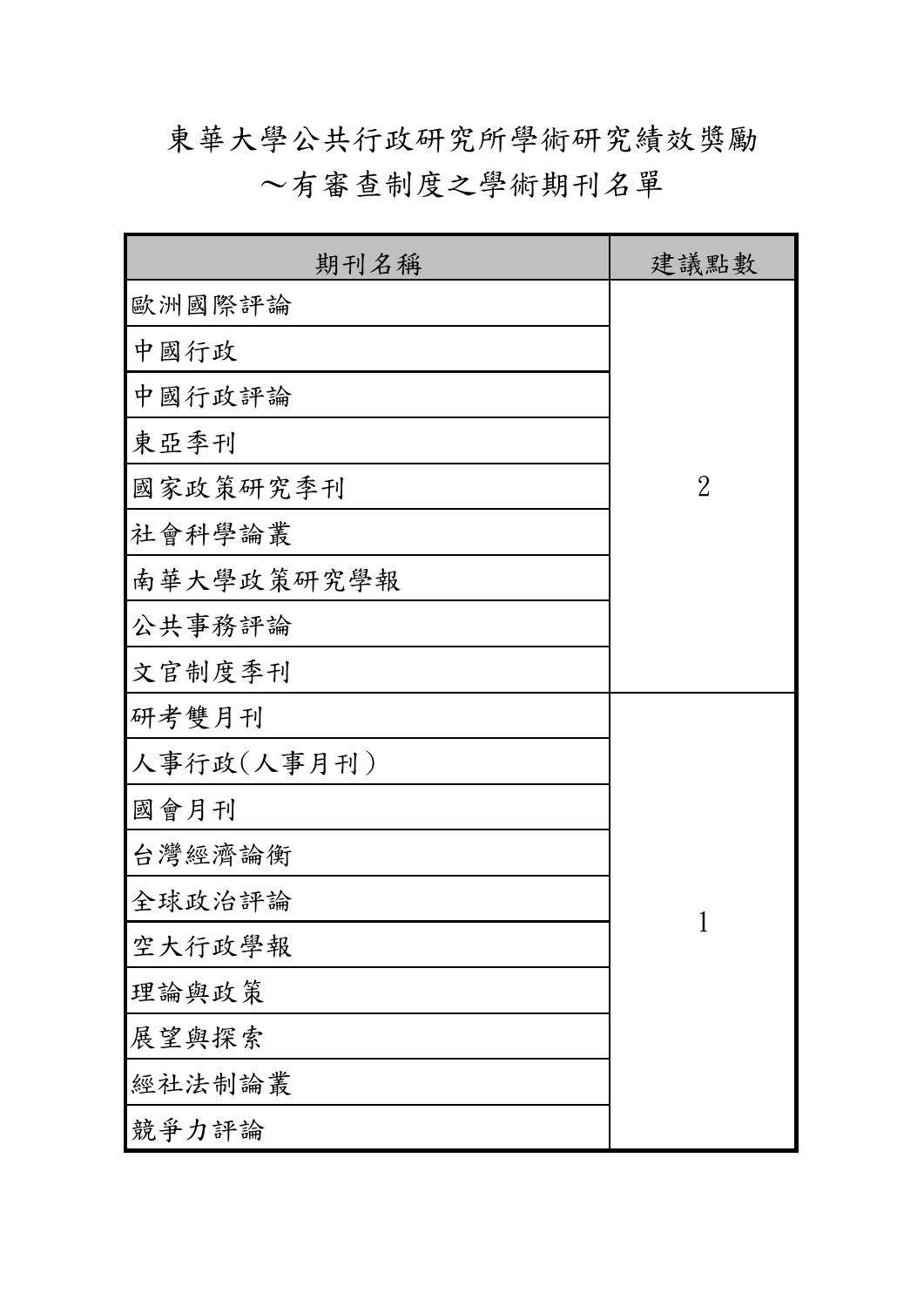# 東華大學公共行政研究所學術研究績效獎勵
## ～有審查制度之學術期刊名單

| 期刊名稱 | 建議點數 |
| --- | --- |
| 歐洲國際評論 | 2 |
| 中國行政 | |
| 中國行政評論 | |
| 東亞季刊 | |
| 國家政策研究季刊 | |
| 社會科學論叢 | |
| 南華大學政策研究學報 | |
| 公共事務評論 | |
| 文官制度季刊 | |
| 研考雙月刊 | 1 |
| 人事行政(人事月刊) | |
| 國會月刊 | |
| 台灣經濟論衡 | |
| 全球政治評論 | |
| 空大行政學報 | |
| 理論與政策 | |
| 展望與探索 | |
| 經社法制論叢 | |
| 競爭力評論 | |